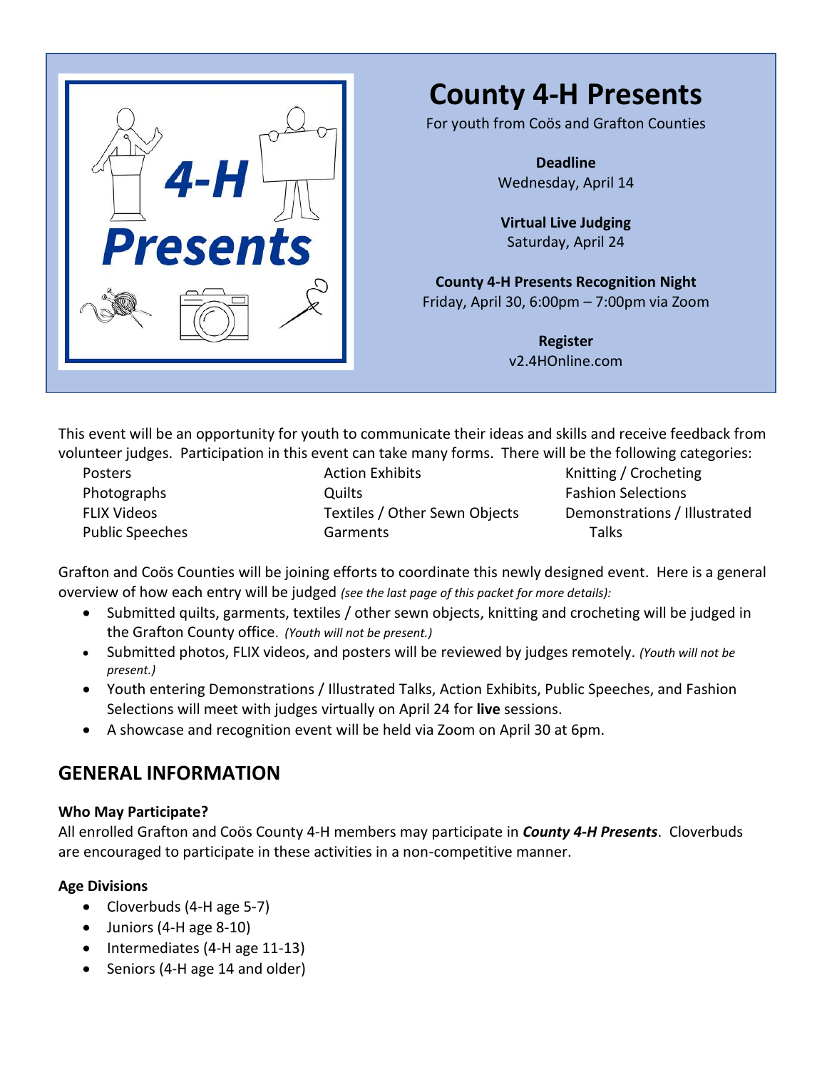# County 4-H Presents

For youth from Coös and Grafton Counties

**Deadline**
Wednesday, April 14

**Virtual Live Judging**
Saturday, April 24

**County 4-H Presents Recognition Night**
Friday, April 30, 6:00pm – 7:00pm via Zoom

**Register**
v2.4HOnline.com

This event will be an opportunity for youth to communicate their ideas and skills and receive feedback from volunteer judges. Participation in this event can take many forms. There will be the following categories:

- Posters
- Photographs
- FLIX Videos
- Public Speeches
- Action Exhibits
- Quilts
- Textiles / Other Sewn Objects
- Garments
- Knitting / Crocheting
- Fashion Selections
- Demonstrations / Illustrated Talks

Grafton and Coös Counties will be joining efforts to coordinate this newly designed event. Here is a general overview of how each entry will be judged *(see the last page of this packet for more details):*

- Submitted quilts, garments, textiles / other sewn objects, knitting and crocheting will be judged in the Grafton County office. *(Youth will not be present.)*
- Submitted photos, FLIX videos, and posters will be reviewed by judges remotely. *(Youth will not be present.)*
- Youth entering Demonstrations / Illustrated Talks, Action Exhibits, Public Speeches, and Fashion Selections will meet with judges virtually on April 24 for **live** sessions.
- A showcase and recognition event will be held via Zoom on April 30 at 6pm.

## GENERAL INFORMATION

**Who May Participate?**

All enrolled Grafton and Coös County 4-H members may participate in ***County 4-H Presents***. Cloverbuds are encouraged to participate in these activities in a non-competitive manner.

**Age Divisions**

- Cloverbuds (4-H age 5-7)
- Juniors (4-H age 8-10)
- Intermediates (4-H age 11-13)
- Seniors (4-H age 14 and older)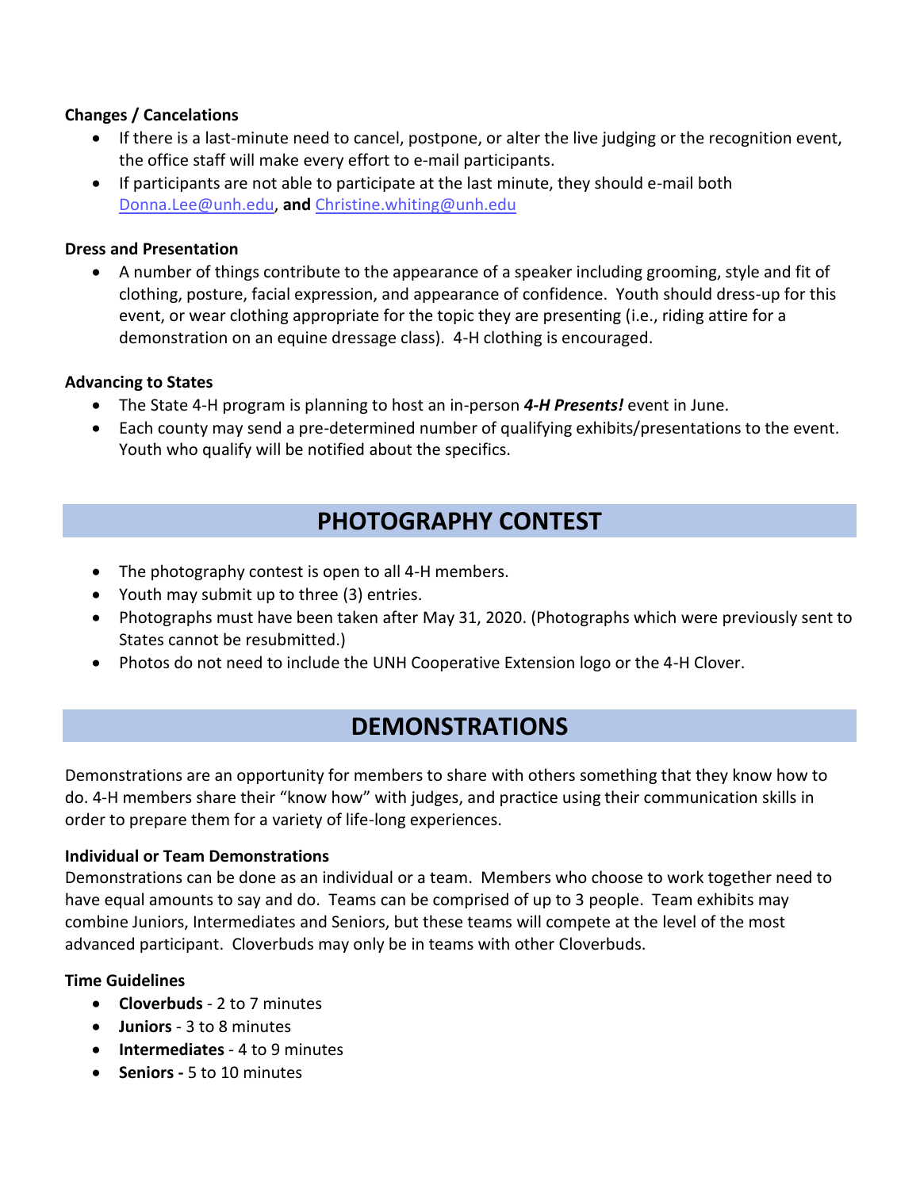### Changes / Cancelations

- If there is a last-minute need to cancel, postpone, or alter the live judging or the recognition event, the office staff will make every effort to e-mail participants.
- If participants are not able to participate at the last minute, they should e-mail both Donna.Lee@unh.edu, **and** Christine.whiting@unh.edu

### Dress and Presentation

- A number of things contribute to the appearance of a speaker including grooming, style and fit of clothing, posture, facial expression, and appearance of confidence. Youth should dress-up for this event, or wear clothing appropriate for the topic they are presenting (i.e., riding attire for a demonstration on an equine dressage class). 4-H clothing is encouraged.

### Advancing to States

- The State 4-H program is planning to host an in-person ***4-H Presents!*** event in June.
- Each county may send a pre-determined number of qualifying exhibits/presentations to the event. Youth who qualify will be notified about the specifics.

## PHOTOGRAPHY CONTEST

- The photography contest is open to all 4-H members.
- Youth may submit up to three (3) entries.
- Photographs must have been taken after May 31, 2020. (Photographs which were previously sent to States cannot be resubmitted.)
- Photos do not need to include the UNH Cooperative Extension logo or the 4-H Clover.

## DEMONSTRATIONS

Demonstrations are an opportunity for members to share with others something that they know how to do. 4-H members share their "know how" with judges, and practice using their communication skills in order to prepare them for a variety of life-long experiences.

### Individual or Team Demonstrations

Demonstrations can be done as an individual or a team. Members who choose to work together need to have equal amounts to say and do. Teams can be comprised of up to 3 people. Team exhibits may combine Juniors, Intermediates and Seniors, but these teams will compete at the level of the most advanced participant. Cloverbuds may only be in teams with other Cloverbuds.

### Time Guidelines

- **Cloverbuds** - 2 to 7 minutes
- **Juniors** - 3 to 8 minutes
- **Intermediates** - 4 to 9 minutes
- **Seniors -** 5 to 10 minutes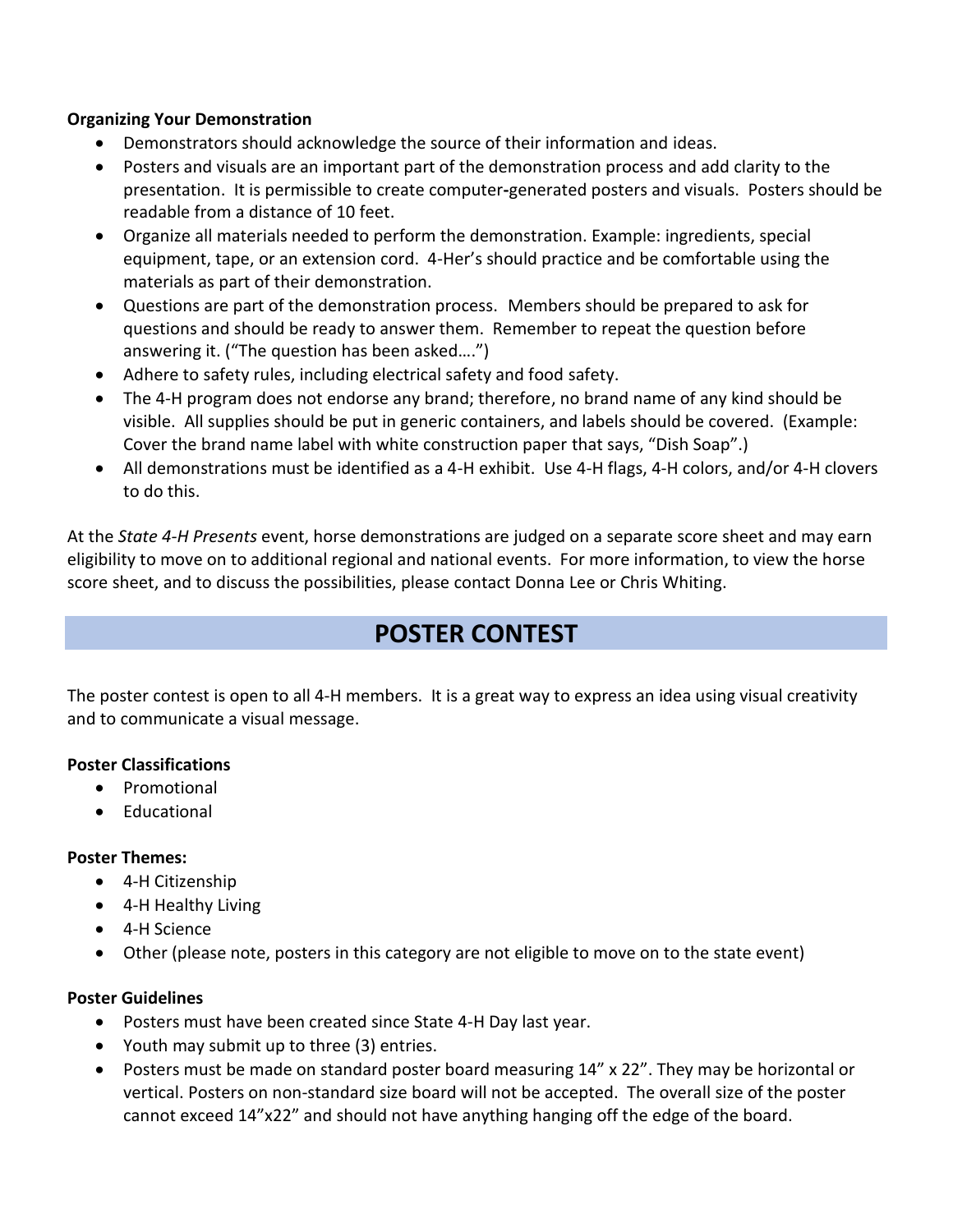**Organizing Your Demonstration**

- Demonstrators should acknowledge the source of their information and ideas.
- Posters and visuals are an important part of the demonstration process and add clarity to the presentation. It is permissible to create computer-generated posters and visuals. Posters should be readable from a distance of 10 feet.
- Organize all materials needed to perform the demonstration. Example: ingredients, special equipment, tape, or an extension cord. 4-Her's should practice and be comfortable using the materials as part of their demonstration.
- Questions are part of the demonstration process. Members should be prepared to ask for questions and should be ready to answer them. Remember to repeat the question before answering it. ("The question has been asked….")
- Adhere to safety rules, including electrical safety and food safety.
- The 4-H program does not endorse any brand; therefore, no brand name of any kind should be visible. All supplies should be put in generic containers, and labels should be covered. (Example: Cover the brand name label with white construction paper that says, "Dish Soap".)
- All demonstrations must be identified as a 4-H exhibit. Use 4-H flags, 4-H colors, and/or 4-H clovers to do this.

At the *State 4-H Presents* event, horse demonstrations are judged on a separate score sheet and may earn eligibility to move on to additional regional and national events. For more information, to view the horse score sheet, and to discuss the possibilities, please contact Donna Lee or Chris Whiting.

## POSTER CONTEST

The poster contest is open to all 4-H members. It is a great way to express an idea using visual creativity and to communicate a visual message.

**Poster Classifications**

- Promotional
- Educational

**Poster Themes:**

- 4-H Citizenship
- 4-H Healthy Living
- 4-H Science
- Other (please note, posters in this category are not eligible to move on to the state event)

**Poster Guidelines**

- Posters must have been created since State 4-H Day last year.
- Youth may submit up to three (3) entries.
- Posters must be made on standard poster board measuring 14" x 22". They may be horizontal or vertical. Posters on non-standard size board will not be accepted. The overall size of the poster cannot exceed 14"x22" and should not have anything hanging off the edge of the board.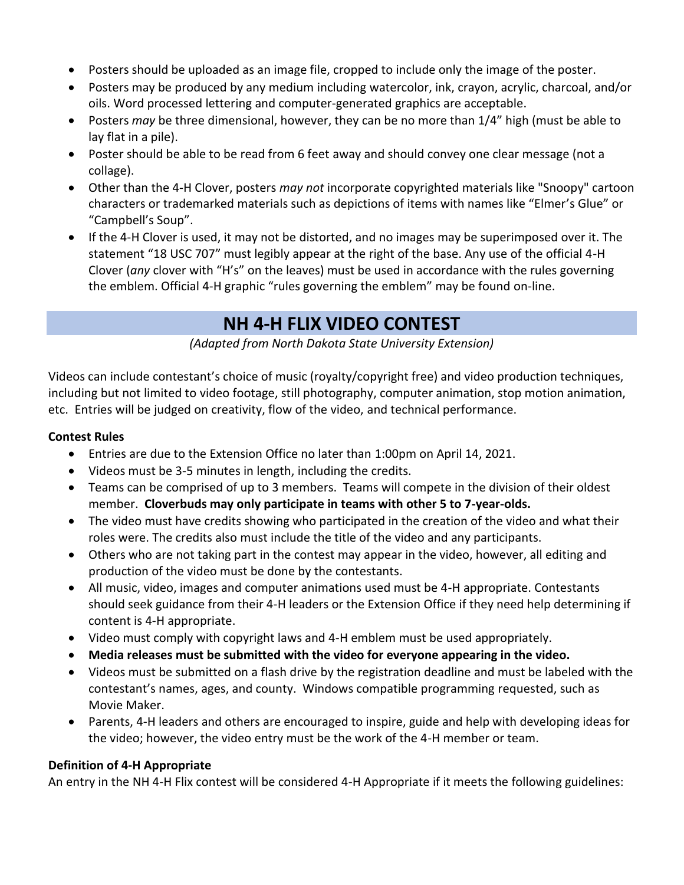- Posters should be uploaded as an image file, cropped to include only the image of the poster.
- Posters may be produced by any medium including watercolor, ink, crayon, acrylic, charcoal, and/or oils. Word processed lettering and computer-generated graphics are acceptable.
- Posters *may* be three dimensional, however, they can be no more than 1/4" high (must be able to lay flat in a pile).
- Poster should be able to be read from 6 feet away and should convey one clear message (not a collage).
- Other than the 4-H Clover, posters *may not* incorporate copyrighted materials like "Snoopy" cartoon characters or trademarked materials such as depictions of items with names like "Elmer's Glue" or "Campbell's Soup".
- If the 4-H Clover is used, it may not be distorted, and no images may be superimposed over it. The statement "18 USC 707" must legibly appear at the right of the base. Any use of the official 4-H Clover (*any* clover with "H's" on the leaves) must be used in accordance with the rules governing the emblem. Official 4-H graphic "rules governing the emblem" may be found on-line.

## NH 4-H FLIX VIDEO CONTEST

*(Adapted from North Dakota State University Extension)*

Videos can include contestant's choice of music (royalty/copyright free) and video production techniques, including but not limited to video footage, still photography, computer animation, stop motion animation, etc. Entries will be judged on creativity, flow of the video, and technical performance.

**Contest Rules**

- Entries are due to the Extension Office no later than 1:00pm on April 14, 2021.
- Videos must be 3-5 minutes in length, including the credits.
- Teams can be comprised of up to 3 members. Teams will compete in the division of their oldest member. **Cloverbuds may only participate in teams with other 5 to 7-year-olds.**
- The video must have credits showing who participated in the creation of the video and what their roles were. The credits also must include the title of the video and any participants.
- Others who are not taking part in the contest may appear in the video, however, all editing and production of the video must be done by the contestants.
- All music, video, images and computer animations used must be 4-H appropriate. Contestants should seek guidance from their 4-H leaders or the Extension Office if they need help determining if content is 4-H appropriate.
- Video must comply with copyright laws and 4-H emblem must be used appropriately.
- **Media releases must be submitted with the video for everyone appearing in the video.**
- Videos must be submitted on a flash drive by the registration deadline and must be labeled with the contestant's names, ages, and county. Windows compatible programming requested, such as Movie Maker.
- Parents, 4-H leaders and others are encouraged to inspire, guide and help with developing ideas for the video; however, the video entry must be the work of the 4-H member or team.

**Definition of 4-H Appropriate**

An entry in the NH 4-H Flix contest will be considered 4-H Appropriate if it meets the following guidelines: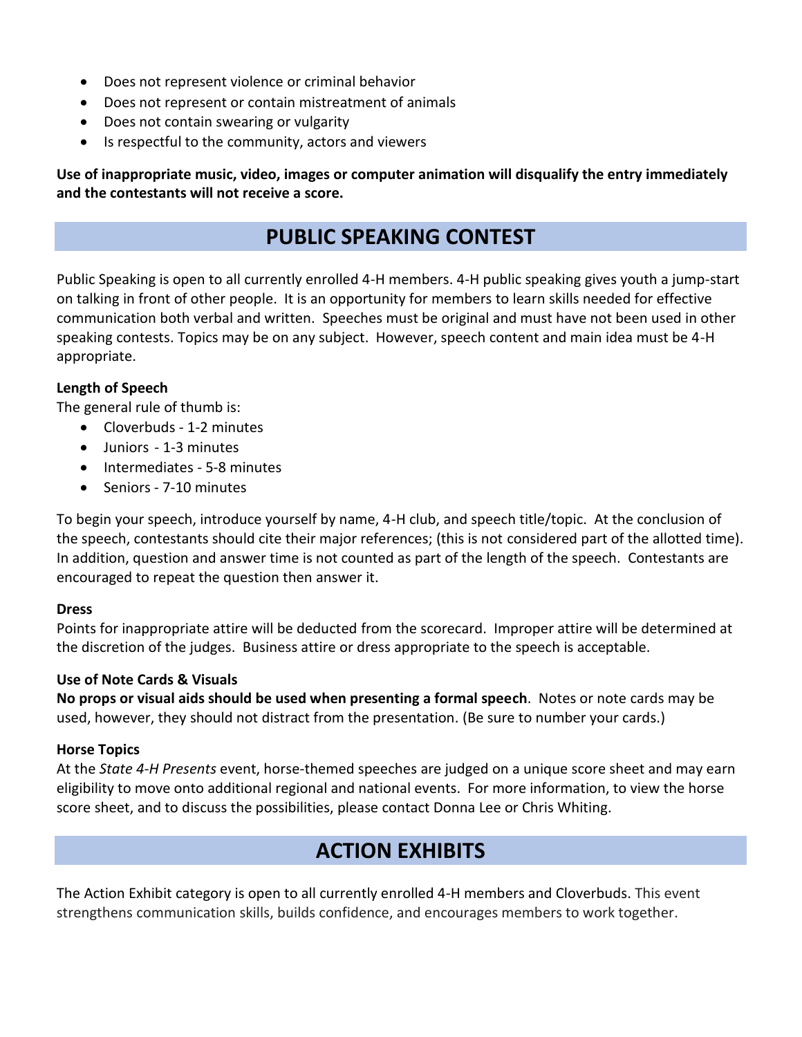- Does not represent violence or criminal behavior
- Does not represent or contain mistreatment of animals
- Does not contain swearing or vulgarity
- Is respectful to the community, actors and viewers

**Use of inappropriate music, video, images or computer animation will disqualify the entry immediately and the contestants will not receive a score.**

## PUBLIC SPEAKING CONTEST

Public Speaking is open to all currently enrolled 4-H members. 4-H public speaking gives youth a jump-start on talking in front of other people. It is an opportunity for members to learn skills needed for effective communication both verbal and written. Speeches must be original and must have not been used in other speaking contests. Topics may be on any subject. However, speech content and main idea must be 4-H appropriate.

**Length of Speech**

The general rule of thumb is:

- Cloverbuds - 1-2 minutes
- Juniors - 1-3 minutes
- Intermediates - 5-8 minutes
- Seniors - 7-10 minutes

To begin your speech, introduce yourself by name, 4-H club, and speech title/topic. At the conclusion of the speech, contestants should cite their major references; (this is not considered part of the allotted time). In addition, question and answer time is not counted as part of the length of the speech. Contestants are encouraged to repeat the question then answer it.

**Dress**

Points for inappropriate attire will be deducted from the scorecard. Improper attire will be determined at the discretion of the judges. Business attire or dress appropriate to the speech is acceptable.

**Use of Note Cards & Visuals**

**No props or visual aids should be used when presenting a formal speech**. Notes or note cards may be used, however, they should not distract from the presentation. (Be sure to number your cards.)

**Horse Topics**

At the *State 4-H Presents* event, horse-themed speeches are judged on a unique score sheet and may earn eligibility to move onto additional regional and national events. For more information, to view the horse score sheet, and to discuss the possibilities, please contact Donna Lee or Chris Whiting.

## ACTION EXHIBITS

The Action Exhibit category is open to all currently enrolled 4-H members and Cloverbuds. This event strengthens communication skills, builds confidence, and encourages members to work together.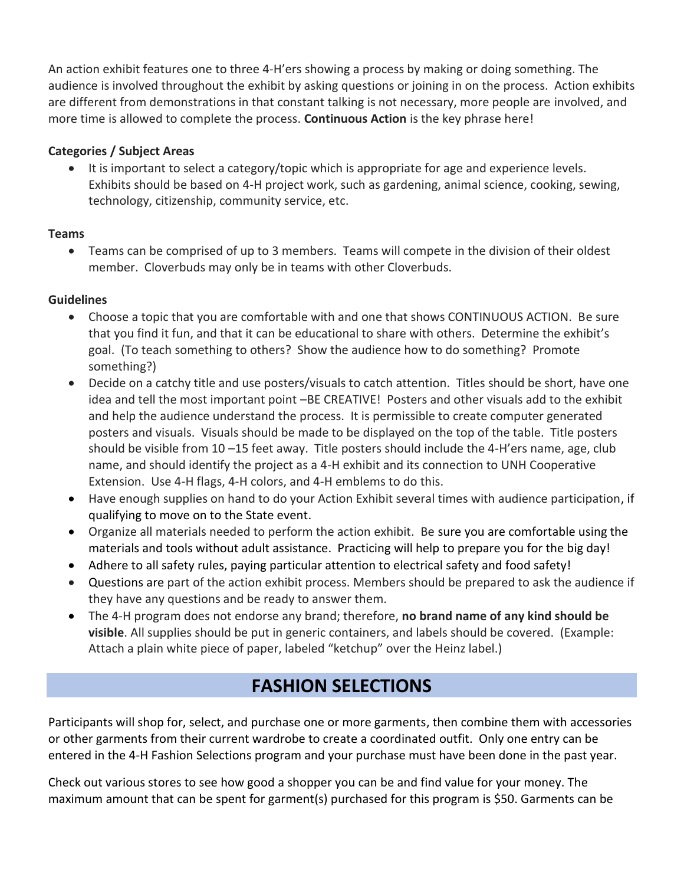An action exhibit features one to three 4-H'ers showing a process by making or doing something. The audience is involved throughout the exhibit by asking questions or joining in on the process. Action exhibits are different from demonstrations in that constant talking is not necessary, more people are involved, and more time is allowed to complete the process. **Continuous Action** is the key phrase here!

**Categories / Subject Areas**

- It is important to select a category/topic which is appropriate for age and experience levels. Exhibits should be based on 4-H project work, such as gardening, animal science, cooking, sewing, technology, citizenship, community service, etc.

**Teams**

- Teams can be comprised of up to 3 members. Teams will compete in the division of their oldest member. Cloverbuds may only be in teams with other Cloverbuds.

**Guidelines**

- Choose a topic that you are comfortable with and one that shows CONTINUOUS ACTION. Be sure that you find it fun, and that it can be educational to share with others. Determine the exhibit's goal. (To teach something to others? Show the audience how to do something? Promote something?)
- Decide on a catchy title and use posters/visuals to catch attention. Titles should be short, have one idea and tell the most important point –BE CREATIVE! Posters and other visuals add to the exhibit and help the audience understand the process. It is permissible to create computer generated posters and visuals. Visuals should be made to be displayed on the top of the table. Title posters should be visible from 10 –15 feet away. Title posters should include the 4-H'ers name, age, club name, and should identify the project as a 4-H exhibit and its connection to UNH Cooperative Extension. Use 4-H flags, 4-H colors, and 4-H emblems to do this.
- Have enough supplies on hand to do your Action Exhibit several times with audience participation, if qualifying to move on to the State event.
- Organize all materials needed to perform the action exhibit. Be sure you are comfortable using the materials and tools without adult assistance. Practicing will help to prepare you for the big day!
- Adhere to all safety rules, paying particular attention to electrical safety and food safety!
- Questions are part of the action exhibit process. Members should be prepared to ask the audience if they have any questions and be ready to answer them.
- The 4-H program does not endorse any brand; therefore, **no brand name of any kind should be visible**. All supplies should be put in generic containers, and labels should be covered. (Example: Attach a plain white piece of paper, labeled "ketchup" over the Heinz label.)

## FASHION SELECTIONS

Participants will shop for, select, and purchase one or more garments, then combine them with accessories or other garments from their current wardrobe to create a coordinated outfit. Only one entry can be entered in the 4-H Fashion Selections program and your purchase must have been done in the past year.

Check out various stores to see how good a shopper you can be and find value for your money. The maximum amount that can be spent for garment(s) purchased for this program is $50. Garments can be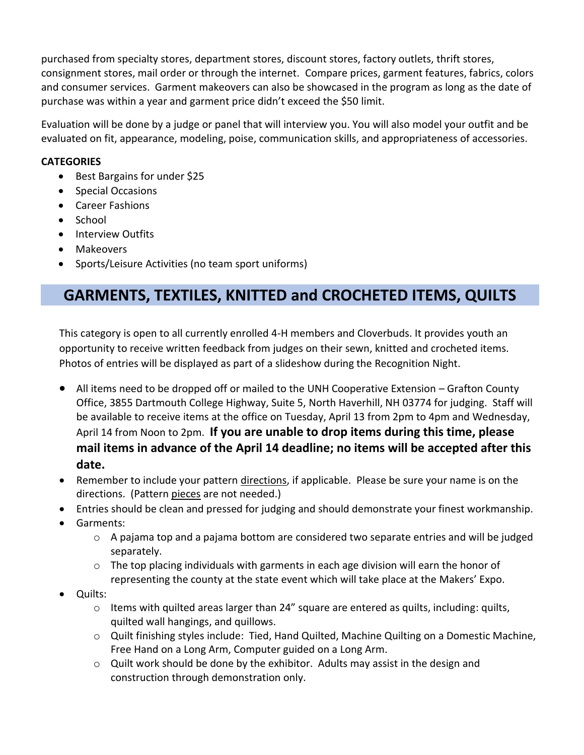purchased from specialty stores, department stores, discount stores, factory outlets, thrift stores, consignment stores, mail order or through the internet. Compare prices, garment features, fabrics, colors and consumer services. Garment makeovers can also be showcased in the program as long as the date of purchase was within a year and garment price didn't exceed the $50 limit.

Evaluation will be done by a judge or panel that will interview you. You will also model your outfit and be evaluated on fit, appearance, modeling, poise, communication skills, and appropriateness of accessories.

**CATEGORIES**

- Best Bargains for under $25
- Special Occasions
- Career Fashions
- School
- Interview Outfits
- Makeovers
- Sports/Leisure Activities (no team sport uniforms)

## GARMENTS, TEXTILES, KNITTED and CROCHETED ITEMS, QUILTS

This category is open to all currently enrolled 4-H members and Cloverbuds. It provides youth an opportunity to receive written feedback from judges on their sewn, knitted and crocheted items. Photos of entries will be displayed as part of a slideshow during the Recognition Night.

- All items need to be dropped off or mailed to the UNH Cooperative Extension – Grafton County Office, 3855 Dartmouth College Highway, Suite 5, North Haverhill, NH 03774 for judging. Staff will be available to receive items at the office on Tuesday, April 13 from 2pm to 4pm and Wednesday, April 14 from Noon to 2pm. **If you are unable to drop items during this time, please mail items in advance of the April 14 deadline; no items will be accepted after this date.**
- Remember to include your pattern <u>directions</u>, if applicable. Please be sure your name is on the directions. (Pattern <u>pieces</u> are not needed.)
- Entries should be clean and pressed for judging and should demonstrate your finest workmanship.
- Garments:
  - A pajama top and a pajama bottom are considered two separate entries and will be judged separately.
  - The top placing individuals with garments in each age division will earn the honor of representing the county at the state event which will take place at the Makers' Expo.
- Quilts:
  - Items with quilted areas larger than 24" square are entered as quilts, including: quilts, quilted wall hangings, and quillows.
  - Quilt finishing styles include: Tied, Hand Quilted, Machine Quilting on a Domestic Machine, Free Hand on a Long Arm, Computer guided on a Long Arm.
  - Quilt work should be done by the exhibitor. Adults may assist in the design and construction through demonstration only.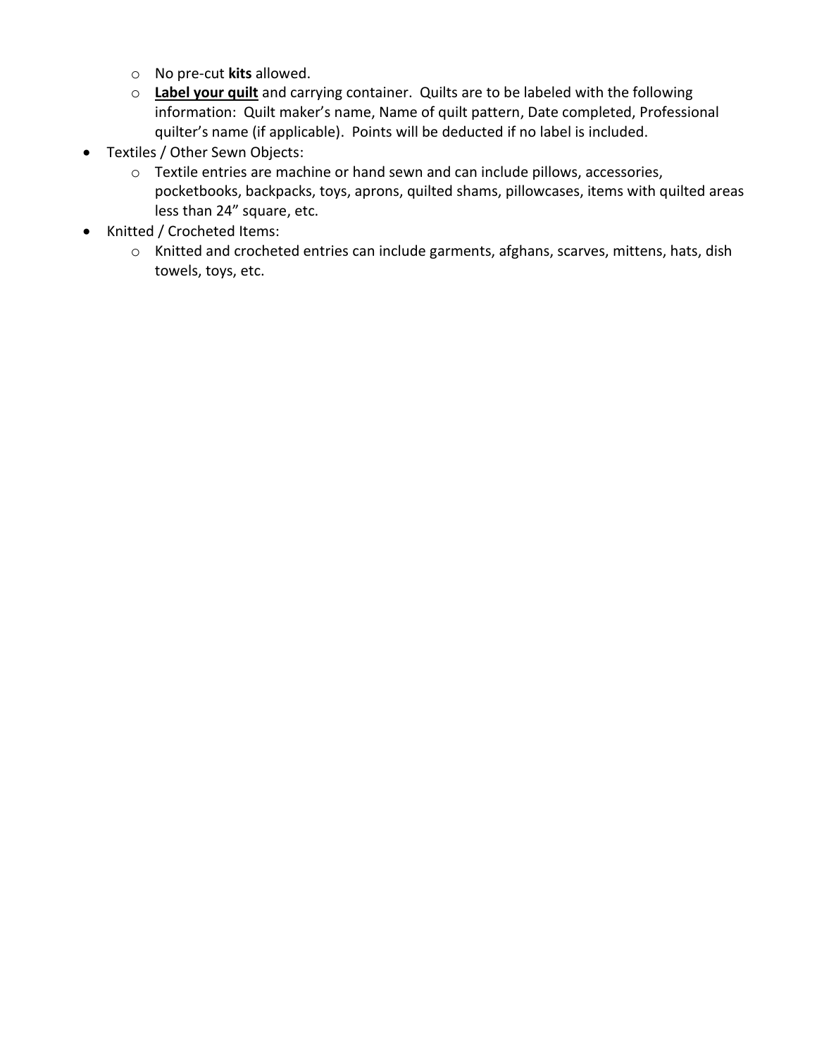- No pre-cut **kits** allowed.
  - **<u>Label your quilt</u>** and carrying container. Quilts are to be labeled with the following information: Quilt maker's name, Name of quilt pattern, Date completed, Professional quilter's name (if applicable). Points will be deducted if no label is included.
- Textiles / Other Sewn Objects:
  - Textile entries are machine or hand sewn and can include pillows, accessories, pocketbooks, backpacks, toys, aprons, quilted shams, pillowcases, items with quilted areas less than 24" square, etc.
- Knitted / Crocheted Items:
  - Knitted and crocheted entries can include garments, afghans, scarves, mittens, hats, dish towels, toys, etc.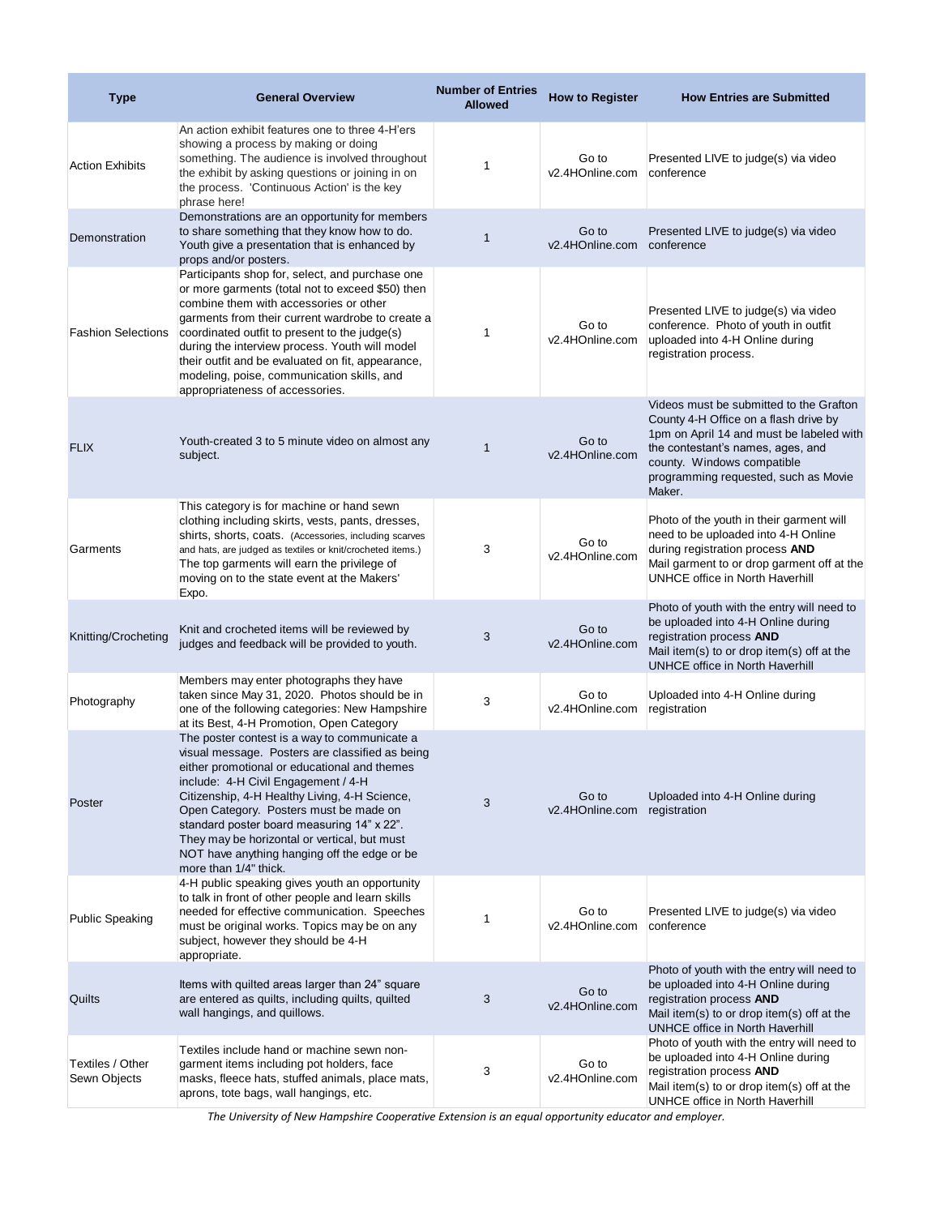| Type | General Overview | Number of Entries Allowed | How to Register | How Entries are Submitted |
|---|---|---|---|---|
| Action Exhibits | An action exhibit features one to three 4-H'ers showing a process by making or doing something. The audience is involved throughout the exhibit by asking questions or joining in on the process. 'Continuous Action' is the key phrase here! | 1 | Go to v2.4HOnline.com | Presented LIVE to judge(s) via video conference |
| Demonstration | Demonstrations are an opportunity for members to share something that they know how to do. Youth give a presentation that is enhanced by props and/or posters. | 1 | Go to v2.4HOnline.com | Presented LIVE to judge(s) via video conference |
| Fashion Selections | Participants shop for, select, and purchase one or more garments (total not to exceed $50) then combine them with accessories or other garments from their current wardrobe to create a coordinated outfit to present to the judge(s) during the interview process. Youth will model their outfit and be evaluated on fit, appearance, modeling, poise, communication skills, and appropriateness of accessories. | 1 | Go to v2.4HOnline.com | Presented LIVE to judge(s) via video conference. Photo of youth in outfit uploaded into 4-H Online during registration process. |
| FLIX | Youth-created 3 to 5 minute video on almost any subject. | 1 | Go to v2.4HOnline.com | Videos must be submitted to the Grafton County 4-H Office on a flash drive by 1pm on April 14 and must be labeled with the contestant's names, ages, and county. Windows compatible programming requested, such as Movie Maker. |
| Garments | This category is for machine or hand sewn clothing including skirts, vests, pants, dresses, shirts, shorts, coats. (Accessories, including scarves and hats, are judged as textiles or knit/crocheted items.) The top garments will earn the privilege of moving on to the state event at the Makers' Expo. | 3 | Go to v2.4HOnline.com | Photo of the youth in their garment will need to be uploaded into 4-H Online during registration process **AND** Mail garment to or drop garment off at the UNHCE office in North Haverhill |
| Knitting/Crocheting | Knit and crocheted items will be reviewed by judges and feedback will be provided to youth. | 3 | Go to v2.4HOnline.com | Photo of youth with the entry will need to be uploaded into 4-H Online during registration process **AND** Mail item(s) to or drop item(s) off at the UNHCE office in North Haverhill |
| Photography | Members may enter photographs they have taken since May 31, 2020. Photos should be in one of the following categories: New Hampshire at its Best, 4-H Promotion, Open Category | 3 | Go to v2.4HOnline.com | Uploaded into 4-H Online during registration |
| Poster | The poster contest is a way to communicate a visual message. Posters are classified as being either promotional or educational and themes include: 4-H Civil Engagement / 4-H Citizenship, 4-H Healthy Living, 4-H Science, Open Category. Posters must be made on standard poster board measuring 14" x 22". They may be horizontal or vertical, but must NOT have anything hanging off the edge or be more than 1/4" thick. | 3 | Go to v2.4HOnline.com | Uploaded into 4-H Online during registration |
| Public Speaking | 4-H public speaking gives youth an opportunity to talk in front of other people and learn skills needed for effective communication. Speeches must be original works. Topics may be on any subject, however they should be 4-H appropriate. | 1 | Go to v2.4HOnline.com | Presented LIVE to judge(s) via video conference |
| Quilts | Items with quilted areas larger than 24" square are entered as quilts, including quilts, quilted wall hangings, and quillows. | 3 | Go to v2.4HOnline.com | Photo of youth with the entry will need to be uploaded into 4-H Online during registration process **AND** Mail item(s) to or drop item(s) off at the UNHCE office in North Haverhill |
| Textiles / Other Sewn Objects | Textiles include hand or machine sewn non-garment items including pot holders, face masks, fleece hats, stuffed animals, place mats, aprons, tote bags, wall hangings, etc. | 3 | Go to v2.4HOnline.com | Photo of youth with the entry will need to be uploaded into 4-H Online during registration process **AND** Mail item(s) to or drop item(s) off at the UNHCE office in North Haverhill |

*The University of New Hampshire Cooperative Extension is an equal opportunity educator and employer.*